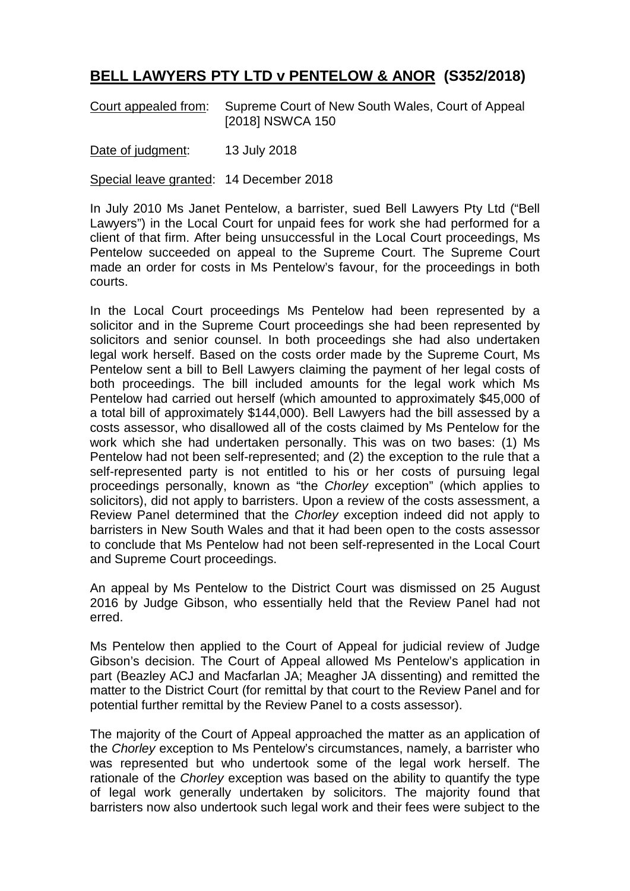# **BELL LAWYERS PTY LTD v PENTELOW & ANOR (S352/2018)**

Court appealed from: Supreme Court of New South Wales, Court of Appeal [2018] NSWCA 150

Date of judgment: 13 July 2018

Special leave granted: 14 December 2018

In July 2010 Ms Janet Pentelow, a barrister, sued Bell Lawyers Pty Ltd ("Bell Lawyers") in the Local Court for unpaid fees for work she had performed for a client of that firm. After being unsuccessful in the Local Court proceedings, Ms Pentelow succeeded on appeal to the Supreme Court. The Supreme Court made an order for costs in Ms Pentelow's favour, for the proceedings in both courts.

In the Local Court proceedings Ms Pentelow had been represented by a solicitor and in the Supreme Court proceedings she had been represented by solicitors and senior counsel. In both proceedings she had also undertaken legal work herself. Based on the costs order made by the Supreme Court, Ms Pentelow sent a bill to Bell Lawyers claiming the payment of her legal costs of both proceedings. The bill included amounts for the legal work which Ms Pentelow had carried out herself (which amounted to approximately $45,000 of a total bill of approximately $144,000). Bell Lawyers had the bill assessed by a costs assessor, who disallowed all of the costs claimed by Ms Pentelow for the work which she had undertaken personally. This was on two bases: (1) Ms Pentelow had not been self-represented; and (2) the exception to the rule that a self-represented party is not entitled to his or her costs of pursuing legal proceedings personally, known as "the *Chorley* exception" (which applies to solicitors), did not apply to barristers. Upon a review of the costs assessment, a Review Panel determined that the *Chorley* exception indeed did not apply to barristers in New South Wales and that it had been open to the costs assessor to conclude that Ms Pentelow had not been self-represented in the Local Court and Supreme Court proceedings.

An appeal by Ms Pentelow to the District Court was dismissed on 25 August 2016 by Judge Gibson, who essentially held that the Review Panel had not erred.

Ms Pentelow then applied to the Court of Appeal for judicial review of Judge Gibson's decision. The Court of Appeal allowed Ms Pentelow's application in part (Beazley ACJ and Macfarlan JA; Meagher JA dissenting) and remitted the matter to the District Court (for remittal by that court to the Review Panel and for potential further remittal by the Review Panel to a costs assessor).

The majority of the Court of Appeal approached the matter as an application of the *Chorley* exception to Ms Pentelow's circumstances, namely, a barrister who was represented but who undertook some of the legal work herself. The rationale of the *Chorley* exception was based on the ability to quantify the type of legal work generally undertaken by solicitors. The majority found that barristers now also undertook such legal work and their fees were subject to the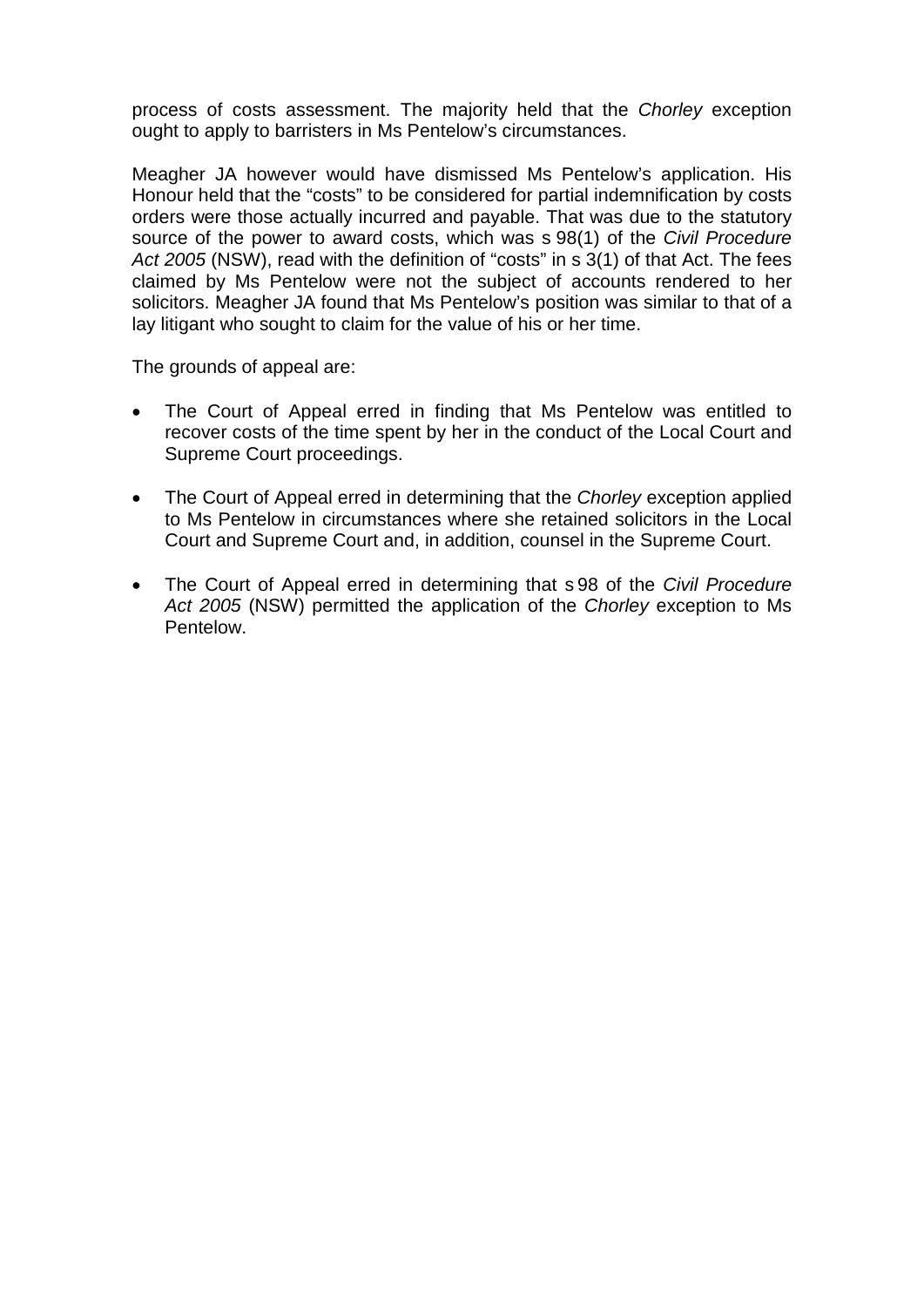process of costs assessment. The majority held that the *Chorley* exception ought to apply to barristers in Ms Pentelow's circumstances.

Meagher JA however would have dismissed Ms Pentelow's application. His Honour held that the "costs" to be considered for partial indemnification by costs orders were those actually incurred and payable. That was due to the statutory source of the power to award costs, which was s 98(1) of the *Civil Procedure Act 2005* (NSW), read with the definition of "costs" in s 3(1) of that Act. The fees claimed by Ms Pentelow were not the subject of accounts rendered to her solicitors. Meagher JA found that Ms Pentelow's position was similar to that of a lay litigant who sought to claim for the value of his or her time.

The grounds of appeal are:

- The Court of Appeal erred in finding that Ms Pentelow was entitled to recover costs of the time spent by her in the conduct of the Local Court and Supreme Court proceedings.
- The Court of Appeal erred in determining that the *Chorley* exception applied to Ms Pentelow in circumstances where she retained solicitors in the Local Court and Supreme Court and, in addition, counsel in the Supreme Court.
- The Court of Appeal erred in determining that s 98 of the *Civil Procedure Act 2005* (NSW) permitted the application of the *Chorley* exception to Ms Pentelow.